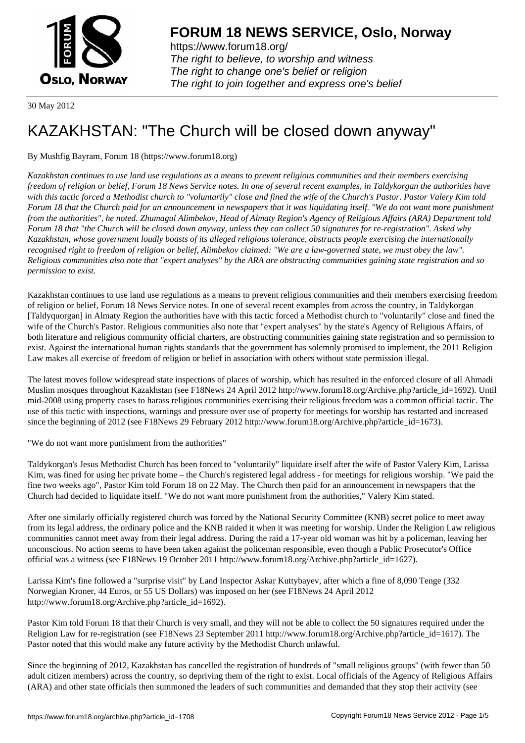# FORUM 18 NEWS SERVICE, Oslo, Norway

https://www.forum18.org/
*The right to believe, to worship and witness*
*The right to change one's belief or religion*
*The right to join together and express one's belief*

30 May 2012

# KAZAKHSTAN: "The Church will be closed down anyway"

By Mushfig Bayram, Forum 18 (https://www.forum18.org)

*Kazakhstan continues to use land use regulations as a means to prevent religious communities and their members exercising freedom of religion or belief, Forum 18 News Service notes. In one of several recent examples, in Taldykorgan the authorities have with this tactic forced a Methodist church to "voluntarily" close and fined the wife of the Church's Pastor. Pastor Valery Kim told Forum 18 that the Church paid for an announcement in newspapers that it was liquidating itself. "We do not want more punishment from the authorities", he noted. Zhumagul Alimbekov, Head of Almaty Region's Agency of Religious Affairs (ARA) Department told Forum 18 that "the Church will be closed down anyway, unless they can collect 50 signatures for re-registration". Asked why Kazakhstan, whose government loudly boasts of its alleged religious tolerance, obstructs people exercising the internationally recognised right to freedom of religion or belief, Alimbekov claimed: "We are a law-governed state, we must obey the law". Religious communities also note that "expert analyses" by the ARA are obstructing communities gaining state registration and so permission to exist.*

Kazakhstan continues to use land use regulations as a means to prevent religious communities and their members exercising freedom of religion or belief, Forum 18 News Service notes. In one of several recent examples from across the country, in Taldykorgan [Taldyquorgan] in Almaty Region the authorities have with this tactic forced a Methodist church to "voluntarily" close and fined the wife of the Church's Pastor. Religious communities also note that "expert analyses" by the state's Agency of Religious Affairs, of both literature and religious community official charters, are obstructing communities gaining state registration and so permission to exist. Against the international human rights standards that the government has solemnly promised to implement, the 2011 Religion Law makes all exercise of freedom of religion or belief in association with others without state permission illegal.

The latest moves follow widespread state inspections of places of worship, which has resulted in the enforced closure of all Ahmadi Muslim mosques throughout Kazakhstan (see F18News 24 April 2012 http://www.forum18.org/Archive.php?article_id=1692). Until mid-2008 using property cases to harass religious communities exercising their religious freedom was a common official tactic. The use of this tactic with inspections, warnings and pressure over use of property for meetings for worship has restarted and increased since the beginning of 2012 (see F18News 29 February 2012 http://www.forum18.org/Archive.php?article_id=1673).

"We do not want more punishment from the authorities"

Taldykorgan's Jesus Methodist Church has been forced to "voluntarily" liquidate itself after the wife of Pastor Valery Kim, Larissa Kim, was fined for using her private home – the Church's registered legal address - for meetings for religious worship. "We paid the fine two weeks ago", Pastor Kim told Forum 18 on 22 May. The Church then paid for an announcement in newspapers that the Church had decided to liquidate itself. "We do not want more punishment from the authorities," Valery Kim stated.

After one similarly officially registered church was forced by the National Security Committee (KNB) secret police to meet away from its legal address, the ordinary police and the KNB raided it when it was meeting for worship. Under the Religion Law religious communities cannot meet away from their legal address. During the raid a 17-year old woman was hit by a policeman, leaving her unconscious. No action seems to have been taken against the policeman responsible, even though a Public Prosecutor's Office official was a witness (see F18News 19 October 2011 http://www.forum18.org/Archive.php?article_id=1627).

Larissa Kim's fine followed a "surprise visit" by Land Inspector Askar Kuttybayev, after which a fine of 8,090 Tenge (332 Norwegian Kroner, 44 Euros, or 55 US Dollars) was imposed on her (see F18News 24 April 2012 http://www.forum18.org/Archive.php?article_id=1692).

Pastor Kim told Forum 18 that their Church is very small, and they will not be able to collect the 50 signatures required under the Religion Law for re-registration (see F18News 23 September 2011 http://www.forum18.org/Archive.php?article_id=1617). The Pastor noted that this would make any future activity by the Methodist Church unlawful.

Since the beginning of 2012, Kazakhstan has cancelled the registration of hundreds of "small religious groups" (with fewer than 50 adult citizen members) across the country, so depriving them of the right to exist. Local officials of the Agency of Religious Affairs (ARA) and other state officials then summoned the leaders of such communities and demanded that they stop their activity (see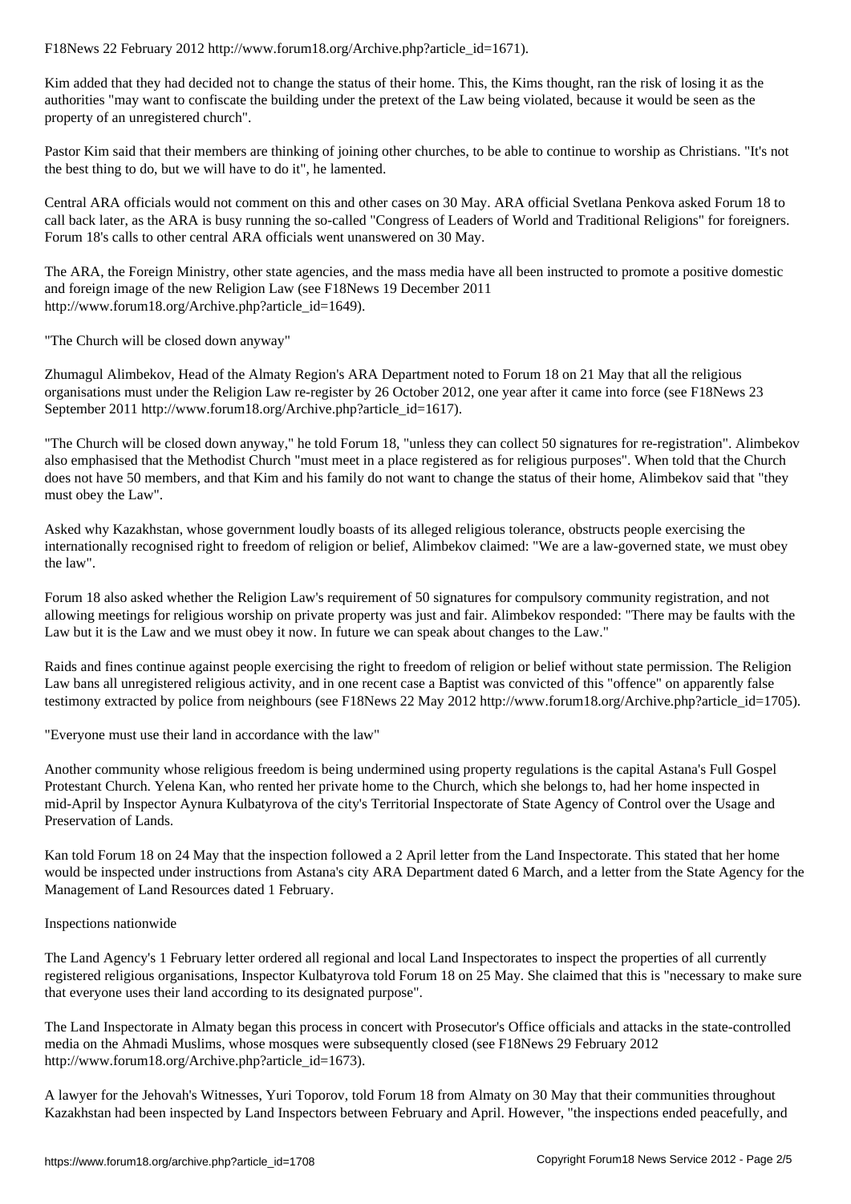F18News 22 February 2012 http://www.forum18.org/Archive.php?article_id=1671).

Kim added that they had decided not to change the status of their home. This, the Kims thought, ran the risk of losing it as the authorities "may want to confiscate the building under the pretext of the Law being violated, because it would be seen as the property of an unregistered church".

Pastor Kim said that their members are thinking of joining other churches, to be able to continue to worship as Christians. "It's not the best thing to do, but we will have to do it", he lamented.

Central ARA officials would not comment on this and other cases on 30 May. ARA official Svetlana Penkova asked Forum 18 to call back later, as the ARA is busy running the so-called "Congress of Leaders of World and Traditional Religions" for foreigners. Forum 18's calls to other central ARA officials went unanswered on 30 May.

The ARA, the Foreign Ministry, other state agencies, and the mass media have all been instructed to promote a positive domestic and foreign image of the new Religion Law (see F18News 19 December 2011 http://www.forum18.org/Archive.php?article_id=1649).

"The Church will be closed down anyway"

Zhumagul Alimbekov, Head of the Almaty Region's ARA Department noted to Forum 18 on 21 May that all the religious organisations must under the Religion Law re-register by 26 October 2012, one year after it came into force (see F18News 23 September 2011 http://www.forum18.org/Archive.php?article_id=1617).

"The Church will be closed down anyway," he told Forum 18, "unless they can collect 50 signatures for re-registration". Alimbekov also emphasised that the Methodist Church "must meet in a place registered as for religious purposes". When told that the Church does not have 50 members, and that Kim and his family do not want to change the status of their home, Alimbekov said that "they must obey the Law".

Asked why Kazakhstan, whose government loudly boasts of its alleged religious tolerance, obstructs people exercising the internationally recognised right to freedom of religion or belief, Alimbekov claimed: "We are a law-governed state, we must obey the law".

Forum 18 also asked whether the Religion Law's requirement of 50 signatures for compulsory community registration, and not allowing meetings for religious worship on private property was just and fair. Alimbekov responded: "There may be faults with the Law but it is the Law and we must obey it now. In future we can speak about changes to the Law."

Raids and fines continue against people exercising the right to freedom of religion or belief without state permission. The Religion Law bans all unregistered religious activity, and in one recent case a Baptist was convicted of this "offence" on apparently false testimony extracted by police from neighbours (see F18News 22 May 2012 http://www.forum18.org/Archive.php?article_id=1705).

"Everyone must use their land in accordance with the law"

Another community whose religious freedom is being undermined using property regulations is the capital Astana's Full Gospel Protestant Church. Yelena Kan, who rented her private home to the Church, which she belongs to, had her home inspected in mid-April by Inspector Aynura Kulbatyrova of the city's Territorial Inspectorate of State Agency of Control over the Usage and Preservation of Lands.

Kan told Forum 18 on 24 May that the inspection followed a 2 April letter from the Land Inspectorate. This stated that her home would be inspected under instructions from Astana's city ARA Department dated 6 March, and a letter from the State Agency for the Management of Land Resources dated 1 February.

Inspections nationwide

The Land Agency's 1 February letter ordered all regional and local Land Inspectorates to inspect the properties of all currently registered religious organisations, Inspector Kulbatyrova told Forum 18 on 25 May. She claimed that this is "necessary to make sure that everyone uses their land according to its designated purpose".

The Land Inspectorate in Almaty began this process in concert with Prosecutor's Office officials and attacks in the state-controlled media on the Ahmadi Muslims, whose mosques were subsequently closed (see F18News 29 February 2012 http://www.forum18.org/Archive.php?article_id=1673).

A lawyer for the Jehovah's Witnesses, Yuri Toporov, told Forum 18 from Almaty on 30 May that their communities throughout Kazakhstan had been inspected by Land Inspectors between February and April. However, "the inspections ended peacefully, and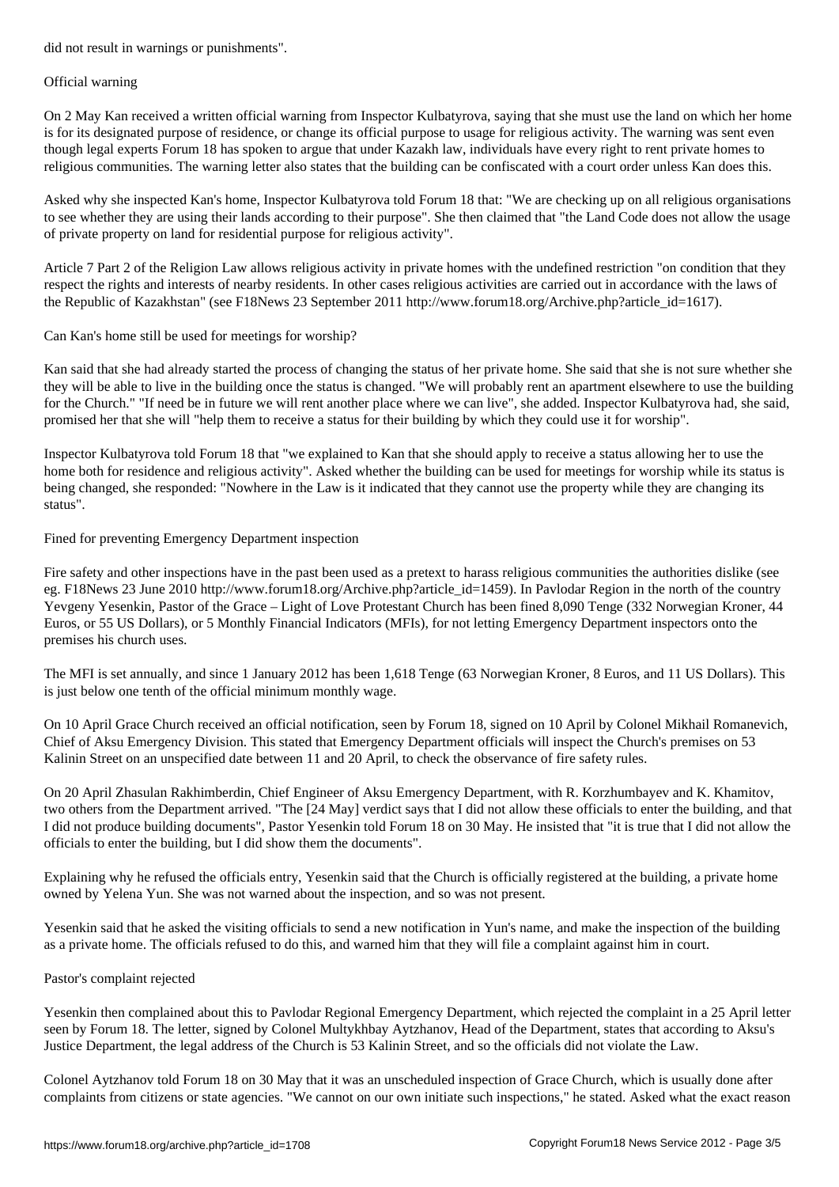did not result in warnings or punishments".

## Official warning

On 2 May Kan received a written official warning from Inspector Kulbatyrova, saying that she must use the land on which her home is for its designated purpose of residence, or change its official purpose to usage for religious activity. The warning was sent even though legal experts Forum 18 has spoken to argue that under Kazakh law, individuals have every right to rent private homes to religious communities. The warning letter also states that the building can be confiscated with a court order unless Kan does this.

Asked why she inspected Kan's home, Inspector Kulbatyrova told Forum 18 that: "We are checking up on all religious organisations to see whether they are using their lands according to their purpose". She then claimed that "the Land Code does not allow the usage of private property on land for residential purpose for religious activity".

Article 7 Part 2 of the Religion Law allows religious activity in private homes with the undefined restriction "on condition that they respect the rights and interests of nearby residents. In other cases religious activities are carried out in accordance with the laws of the Republic of Kazakhstan" (see F18News 23 September 2011 http://www.forum18.org/Archive.php?article_id=1617).

## Can Kan's home still be used for meetings for worship?

Kan said that she had already started the process of changing the status of her private home. She said that she is not sure whether she they will be able to live in the building once the status is changed. "We will probably rent an apartment elsewhere to use the building for the Church." "If need be in future we will rent another place where we can live", she added. Inspector Kulbatyrova had, she said, promised her that she will "help them to receive a status for their building by which they could use it for worship".

Inspector Kulbatyrova told Forum 18 that "we explained to Kan that she should apply to receive a status allowing her to use the home both for residence and religious activity". Asked whether the building can be used for meetings for worship while its status is being changed, she responded: "Nowhere in the Law is it indicated that they cannot use the property while they are changing its status".

## Fined for preventing Emergency Department inspection

Fire safety and other inspections have in the past been used as a pretext to harass religious communities the authorities dislike (see eg. F18News 23 June 2010 http://www.forum18.org/Archive.php?article_id=1459). In Pavlodar Region in the north of the country Yevgeny Yesenkin, Pastor of the Grace – Light of Love Protestant Church has been fined 8,090 Tenge (332 Norwegian Kroner, 44 Euros, or 55 US Dollars), or 5 Monthly Financial Indicators (MFIs), for not letting Emergency Department inspectors onto the premises his church uses.

The MFI is set annually, and since 1 January 2012 has been 1,618 Tenge (63 Norwegian Kroner, 8 Euros, and 11 US Dollars). This is just below one tenth of the official minimum monthly wage.

On 10 April Grace Church received an official notification, seen by Forum 18, signed on 10 April by Colonel Mikhail Romanevich, Chief of Aksu Emergency Division. This stated that Emergency Department officials will inspect the Church's premises on 53 Kalinin Street on an unspecified date between 11 and 20 April, to check the observance of fire safety rules.

On 20 April Zhasulan Rakhimberdin, Chief Engineer of Aksu Emergency Department, with R. Korzhumbayev and K. Khamitov, two others from the Department arrived. "The [24 May] verdict says that I did not allow these officials to enter the building, and that I did not produce building documents", Pastor Yesenkin told Forum 18 on 30 May. He insisted that "it is true that I did not allow the officials to enter the building, but I did show them the documents".

Explaining why he refused the officials entry, Yesenkin said that the Church is officially registered at the building, a private home owned by Yelena Yun. She was not warned about the inspection, and so was not present.

Yesenkin said that he asked the visiting officials to send a new notification in Yun's name, and make the inspection of the building as a private home. The officials refused to do this, and warned him that they will file a complaint against him in court.

## Pastor's complaint rejected

Yesenkin then complained about this to Pavlodar Regional Emergency Department, which rejected the complaint in a 25 April letter seen by Forum 18. The letter, signed by Colonel Multykhbay Aytzhanov, Head of the Department, states that according to Aksu's Justice Department, the legal address of the Church is 53 Kalinin Street, and so the officials did not violate the Law.

Colonel Aytzhanov told Forum 18 on 30 May that it was an unscheduled inspection of Grace Church, which is usually done after complaints from citizens or state agencies. "We cannot on our own initiate such inspections," he stated. Asked what the exact reason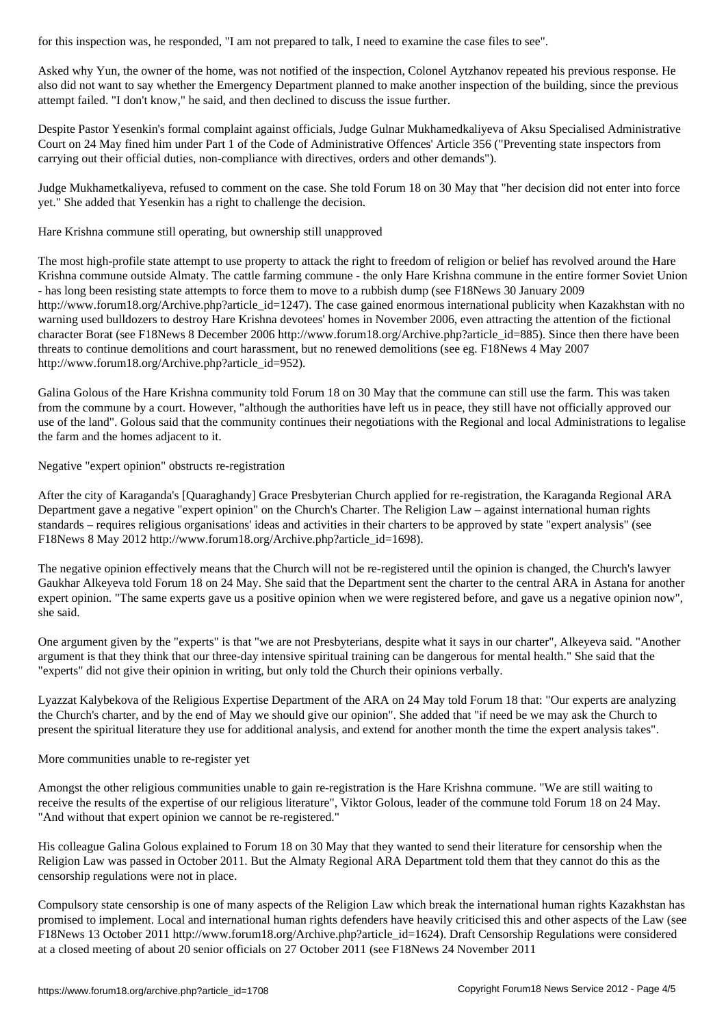for this inspection was, he responded, "I am not prepared to talk, I need to examine the case files to see".

Asked why Yun, the owner of the home, was not notified of the inspection, Colonel Aytzhanov repeated his previous response. He also did not want to say whether the Emergency Department planned to make another inspection of the building, since the previous attempt failed. "I don't know," he said, and then declined to discuss the issue further.

Despite Pastor Yesenkin's formal complaint against officials, Judge Gulnar Mukhamedkaliyeva of Aksu Specialised Administrative Court on 24 May fined him under Part 1 of the Code of Administrative Offences' Article 356 ("Preventing state inspectors from carrying out their official duties, non-compliance with directives, orders and other demands").

Judge Mukhametkaliyeva, refused to comment on the case. She told Forum 18 on 30 May that "her decision did not enter into force yet." She added that Yesenkin has a right to challenge the decision.

## Hare Krishna commune still operating, but ownership still unapproved

The most high-profile state attempt to use property to attack the right to freedom of religion or belief has revolved around the Hare Krishna commune outside Almaty. The cattle farming commune - the only Hare Krishna commune in the entire former Soviet Union - has long been resisting state attempts to force them to move to a rubbish dump (see F18News 30 January 2009 http://www.forum18.org/Archive.php?article_id=1247). The case gained enormous international publicity when Kazakhstan with no warning used bulldozers to destroy Hare Krishna devotees' homes in November 2006, even attracting the attention of the fictional character Borat (see F18News 8 December 2006 http://www.forum18.org/Archive.php?article_id=885). Since then there have been threats to continue demolitions and court harassment, but no renewed demolitions (see eg. F18News 4 May 2007 http://www.forum18.org/Archive.php?article_id=952).

Galina Golous of the Hare Krishna community told Forum 18 on 30 May that the commune can still use the farm. This was taken from the commune by a court. However, "although the authorities have left us in peace, they still have not officially approved our use of the land". Golous said that the community continues their negotiations with the Regional and local Administrations to legalise the farm and the homes adjacent to it.

## Negative "expert opinion" obstructs re-registration

After the city of Karaganda's [Quaraghandy] Grace Presbyterian Church applied for re-registration, the Karaganda Regional ARA Department gave a negative "expert opinion" on the Church's Charter. The Religion Law – against international human rights standards – requires religious organisations' ideas and activities in their charters to be approved by state "expert analysis" (see F18News 8 May 2012 http://www.forum18.org/Archive.php?article_id=1698).

The negative opinion effectively means that the Church will not be re-registered until the opinion is changed, the Church's lawyer Gaukhar Alkeyeva told Forum 18 on 24 May. She said that the Department sent the charter to the central ARA in Astana for another expert opinion. "The same experts gave us a positive opinion when we were registered before, and gave us a negative opinion now", she said.

One argument given by the "experts" is that "we are not Presbyterians, despite what it says in our charter", Alkeyeva said. "Another argument is that they think that our three-day intensive spiritual training can be dangerous for mental health." She said that the "experts" did not give their opinion in writing, but only told the Church their opinions verbally.

Lyazzat Kalybekova of the Religious Expertise Department of the ARA on 24 May told Forum 18 that: "Our experts are analyzing the Church's charter, and by the end of May we should give our opinion". She added that "if need be we may ask the Church to present the spiritual literature they use for additional analysis, and extend for another month the time the expert analysis takes".

## More communities unable to re-register yet

Amongst the other religious communities unable to gain re-registration is the Hare Krishna commune. "We are still waiting to receive the results of the expertise of our religious literature", Viktor Golous, leader of the commune told Forum 18 on 24 May. "And without that expert opinion we cannot be re-registered."

His colleague Galina Golous explained to Forum 18 on 30 May that they wanted to send their literature for censorship when the Religion Law was passed in October 2011. But the Almaty Regional ARA Department told them that they cannot do this as the censorship regulations were not in place.

Compulsory state censorship is one of many aspects of the Religion Law which break the international human rights Kazakhstan has promised to implement. Local and international human rights defenders have heavily criticised this and other aspects of the Law (see F18News 13 October 2011 http://www.forum18.org/Archive.php?article_id=1624). Draft Censorship Regulations were considered at a closed meeting of about 20 senior officials on 27 October 2011 (see F18News 24 November 2011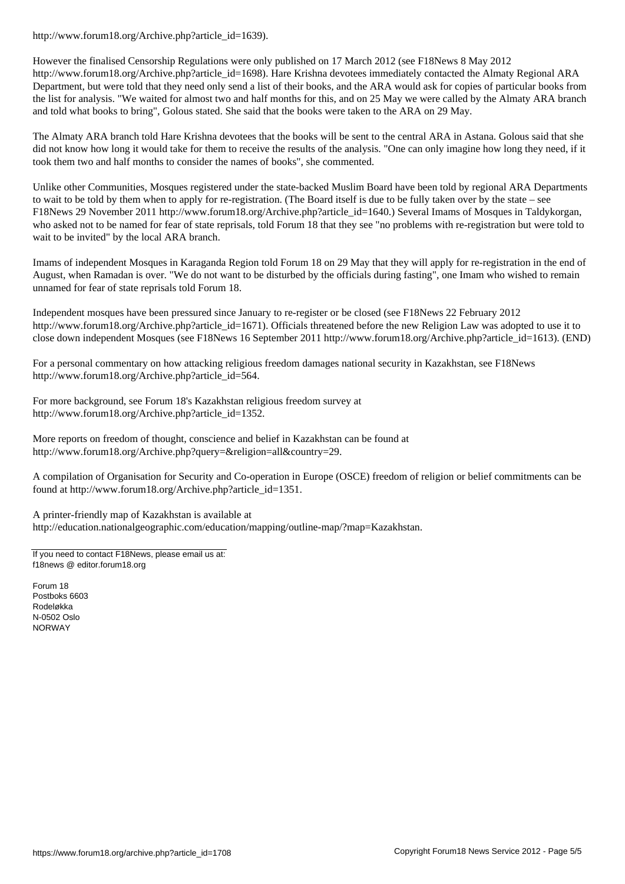http://www.forum18.org/Archive.php?article_id=1639).

However the finalised Censorship Regulations were only published on 17 March 2012 (see F18News 8 May 2012 http://www.forum18.org/Archive.php?article_id=1698). Hare Krishna devotees immediately contacted the Almaty Regional ARA Department, but were told that they need only send a list of their books, and the ARA would ask for copies of particular books from the list for analysis. "We waited for almost two and half months for this, and on 25 May we were called by the Almaty ARA branch and told what books to bring", Golous stated. She said that the books were taken to the ARA on 29 May.

The Almaty ARA branch told Hare Krishna devotees that the books will be sent to the central ARA in Astana. Golous said that she did not know how long it would take for them to receive the results of the analysis. "One can only imagine how long they need, if it took them two and half months to consider the names of books", she commented.

Unlike other Communities, Mosques registered under the state-backed Muslim Board have been told by regional ARA Departments to wait to be told by them when to apply for re-registration. (The Board itself is due to be fully taken over by the state – see F18News 29 November 2011 http://www.forum18.org/Archive.php?article_id=1640.) Several Imams of Mosques in Taldykorgan, who asked not to be named for fear of state reprisals, told Forum 18 that they see "no problems with re-registration but were told to wait to be invited" by the local ARA branch.

Imams of independent Mosques in Karaganda Region told Forum 18 on 29 May that they will apply for re-registration in the end of August, when Ramadan is over. "We do not want to be disturbed by the officials during fasting", one Imam who wished to remain unnamed for fear of state reprisals told Forum 18.

Independent mosques have been pressured since January to re-register or be closed (see F18News 22 February 2012 http://www.forum18.org/Archive.php?article_id=1671). Officials threatened before the new Religion Law was adopted to use it to close down independent Mosques (see F18News 16 September 2011 http://www.forum18.org/Archive.php?article_id=1613). (END)

For a personal commentary on how attacking religious freedom damages national security in Kazakhstan, see F18News http://www.forum18.org/Archive.php?article_id=564.

For more background, see Forum 18's Kazakhstan religious freedom survey at http://www.forum18.org/Archive.php?article_id=1352.

More reports on freedom of thought, conscience and belief in Kazakhstan can be found at http://www.forum18.org/Archive.php?query=&religion=all&country=29.

A compilation of Organisation for Security and Co-operation in Europe (OSCE) freedom of religion or belief commitments can be found at http://www.forum18.org/Archive.php?article_id=1351.

A printer-friendly map of Kazakhstan is available at http://education.nationalgeographic.com/education/mapping/outline-map/?map=Kazakhstan.

---

If you need to contact F18News, please email us at:
f18news @ editor.forum18.org

Forum 18
Postboks 6603
Rodeløkka
N-0502 Oslo
NORWAY